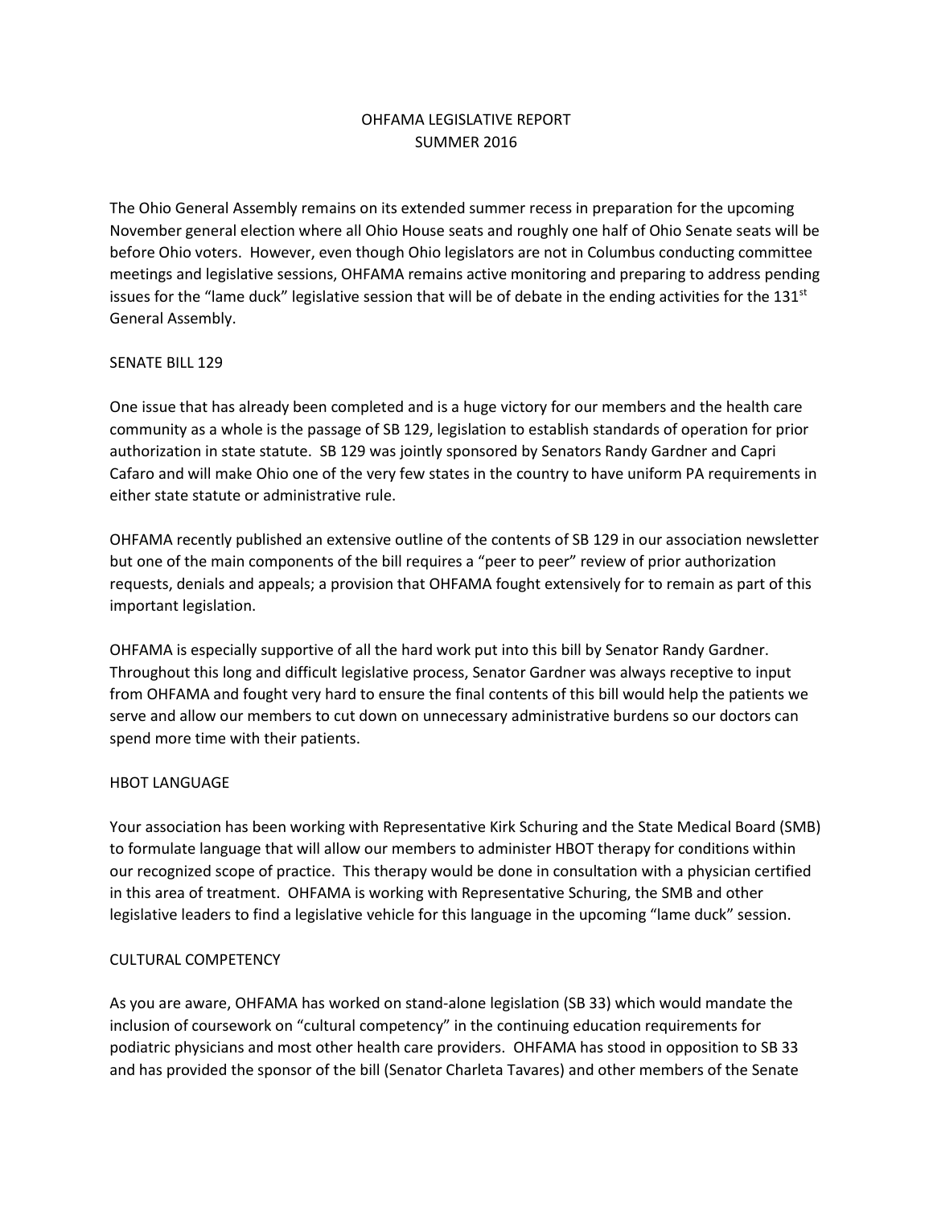# OHFAMA LEGISLATIVE REPORT
# SUMMER 2016

The Ohio General Assembly remains on its extended summer recess in preparation for the upcoming November general election where all Ohio House seats and roughly one half of Ohio Senate seats will be before Ohio voters. However, even though Ohio legislators are not in Columbus conducting committee meetings and legislative sessions, OHFAMA remains active monitoring and preparing to address pending issues for the "lame duck" legislative session that will be of debate in the ending activities for the 131st General Assembly.

## SENATE BILL 129

One issue that has already been completed and is a huge victory for our members and the health care community as a whole is the passage of SB 129, legislation to establish standards of operation for prior authorization in state statute. SB 129 was jointly sponsored by Senators Randy Gardner and Capri Cafaro and will make Ohio one of the very few states in the country to have uniform PA requirements in either state statute or administrative rule.

OHFAMA recently published an extensive outline of the contents of SB 129 in our association newsletter but one of the main components of the bill requires a "peer to peer" review of prior authorization requests, denials and appeals; a provision that OHFAMA fought extensively for to remain as part of this important legislation.

OHFAMA is especially supportive of all the hard work put into this bill by Senator Randy Gardner. Throughout this long and difficult legislative process, Senator Gardner was always receptive to input from OHFAMA and fought very hard to ensure the final contents of this bill would help the patients we serve and allow our members to cut down on unnecessary administrative burdens so our doctors can spend more time with their patients.

## HBOT LANGUAGE

Your association has been working with Representative Kirk Schuring and the State Medical Board (SMB) to formulate language that will allow our members to administer HBOT therapy for conditions within our recognized scope of practice. This therapy would be done in consultation with a physician certified in this area of treatment. OHFAMA is working with Representative Schuring, the SMB and other legislative leaders to find a legislative vehicle for this language in the upcoming "lame duck" session.

## CULTURAL COMPETENCY

As you are aware, OHFAMA has worked on stand-alone legislation (SB 33) which would mandate the inclusion of coursework on "cultural competency" in the continuing education requirements for podiatric physicians and most other health care providers. OHFAMA has stood in opposition to SB 33 and has provided the sponsor of the bill (Senator Charleta Tavares) and other members of the Senate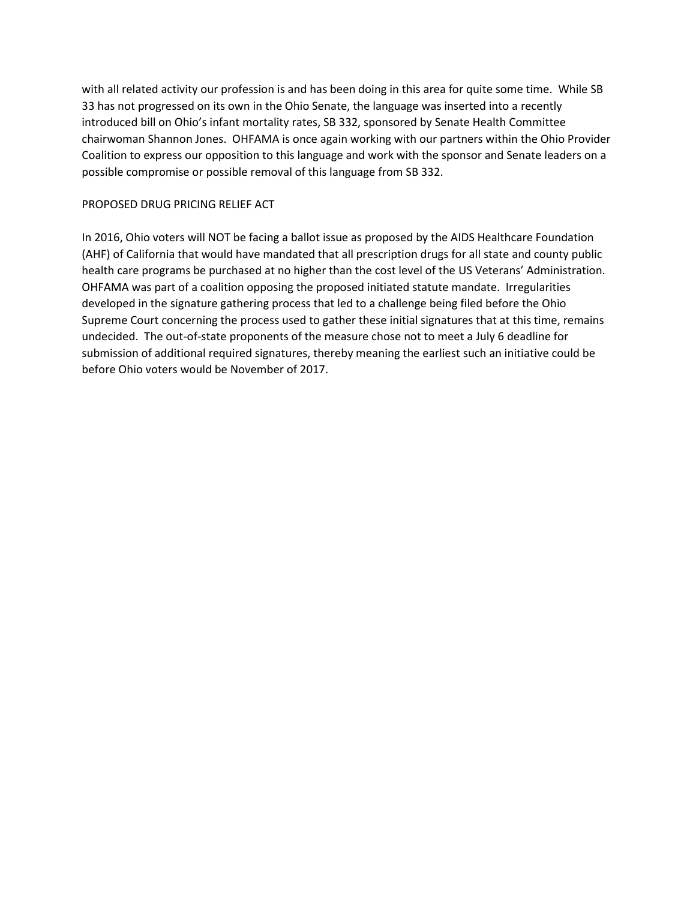with all related activity our profession is and has been doing in this area for quite some time. While SB 33 has not progressed on its own in the Ohio Senate, the language was inserted into a recently introduced bill on Ohio's infant mortality rates, SB 332, sponsored by Senate Health Committee chairwoman Shannon Jones. OHFAMA is once again working with our partners within the Ohio Provider Coalition to express our opposition to this language and work with the sponsor and Senate leaders on a possible compromise or possible removal of this language from SB 332.

## PROPOSED DRUG PRICING RELIEF ACT

In 2016, Ohio voters will NOT be facing a ballot issue as proposed by the AIDS Healthcare Foundation (AHF) of California that would have mandated that all prescription drugs for all state and county public health care programs be purchased at no higher than the cost level of the US Veterans' Administration. OHFAMA was part of a coalition opposing the proposed initiated statute mandate. Irregularities developed in the signature gathering process that led to a challenge being filed before the Ohio Supreme Court concerning the process used to gather these initial signatures that at this time, remains undecided. The out-of-state proponents of the measure chose not to meet a July 6 deadline for submission of additional required signatures, thereby meaning the earliest such an initiative could be before Ohio voters would be November of 2017.